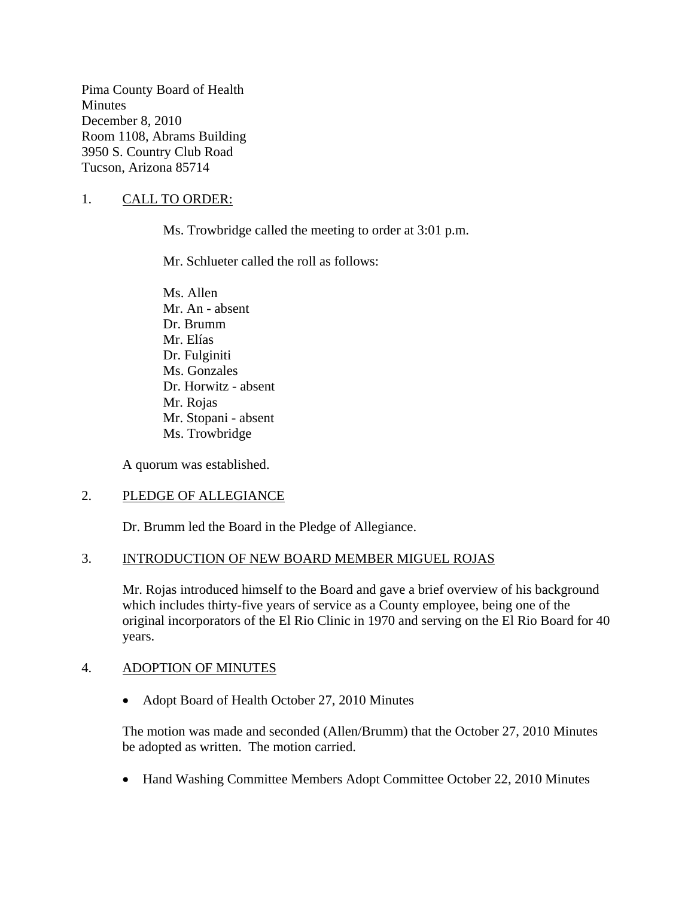Pima County Board of Health
Minutes
December 8, 2010
Room 1108, Abrams Building
3950 S. Country Club Road
Tucson, Arizona 85714

## 1. CALL TO ORDER:

Ms. Trowbridge called the meeting to order at 3:01 p.m.

Mr. Schlueter called the roll as follows:

Ms. Allen
Mr. An - absent
Dr. Brumm
Mr. Elías
Dr. Fulginiti
Ms. Gonzales
Dr. Horwitz - absent
Mr. Rojas
Mr. Stopani - absent
Ms. Trowbridge

A quorum was established.

## 2. PLEDGE OF ALLEGIANCE

Dr. Brumm led the Board in the Pledge of Allegiance.

## 3. INTRODUCTION OF NEW BOARD MEMBER MIGUEL ROJAS

Mr. Rojas introduced himself to the Board and gave a brief overview of his background which includes thirty-five years of service as a County employee, being one of the original incorporators of the El Rio Clinic in 1970 and serving on the El Rio Board for 40 years.

## 4. ADOPTION OF MINUTES

- Adopt Board of Health October 27, 2010 Minutes

The motion was made and seconded (Allen/Brumm) that the October 27, 2010 Minutes be adopted as written. The motion carried.

- Hand Washing Committee Members Adopt Committee October 22, 2010 Minutes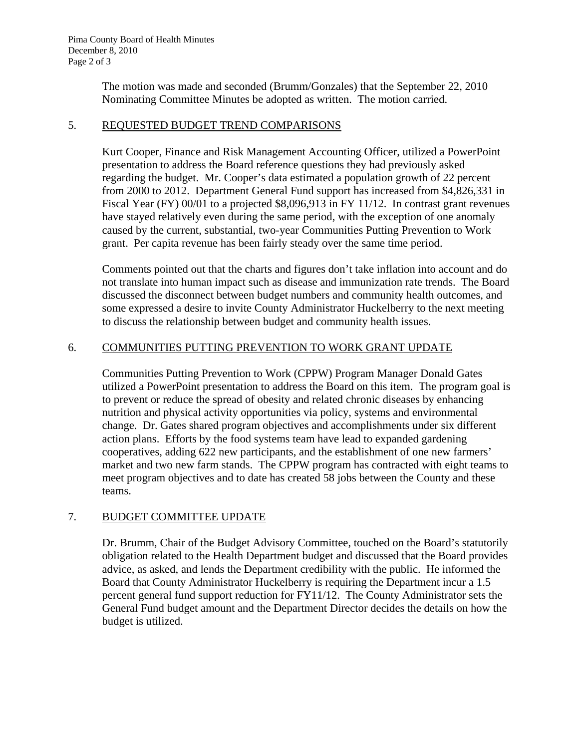The motion was made and seconded (Brumm/Gonzales) that the September 22, 2010 Nominating Committee Minutes be adopted as written. The motion carried.

## 5. REQUESTED BUDGET TREND COMPARISONS

Kurt Cooper, Finance and Risk Management Accounting Officer, utilized a PowerPoint presentation to address the Board reference questions they had previously asked regarding the budget. Mr. Cooper's data estimated a population growth of 22 percent from 2000 to 2012. Department General Fund support has increased from $4,826,331 in Fiscal Year (FY) 00/01 to a projected $8,096,913 in FY 11/12. In contrast grant revenues have stayed relatively even during the same period, with the exception of one anomaly caused by the current, substantial, two-year Communities Putting Prevention to Work grant. Per capita revenue has been fairly steady over the same time period.

Comments pointed out that the charts and figures don't take inflation into account and do not translate into human impact such as disease and immunization rate trends. The Board discussed the disconnect between budget numbers and community health outcomes, and some expressed a desire to invite County Administrator Huckelberry to the next meeting to discuss the relationship between budget and community health issues.

## 6. COMMUNITIES PUTTING PREVENTION TO WORK GRANT UPDATE

Communities Putting Prevention to Work (CPPW) Program Manager Donald Gates utilized a PowerPoint presentation to address the Board on this item. The program goal is to prevent or reduce the spread of obesity and related chronic diseases by enhancing nutrition and physical activity opportunities via policy, systems and environmental change. Dr. Gates shared program objectives and accomplishments under six different action plans. Efforts by the food systems team have lead to expanded gardening cooperatives, adding 622 new participants, and the establishment of one new farmers' market and two new farm stands. The CPPW program has contracted with eight teams to meet program objectives and to date has created 58 jobs between the County and these teams.

## 7. BUDGET COMMITTEE UPDATE

Dr. Brumm, Chair of the Budget Advisory Committee, touched on the Board's statutorily obligation related to the Health Department budget and discussed that the Board provides advice, as asked, and lends the Department credibility with the public. He informed the Board that County Administrator Huckelberry is requiring the Department incur a 1.5 percent general fund support reduction for FY11/12. The County Administrator sets the General Fund budget amount and the Department Director decides the details on how the budget is utilized.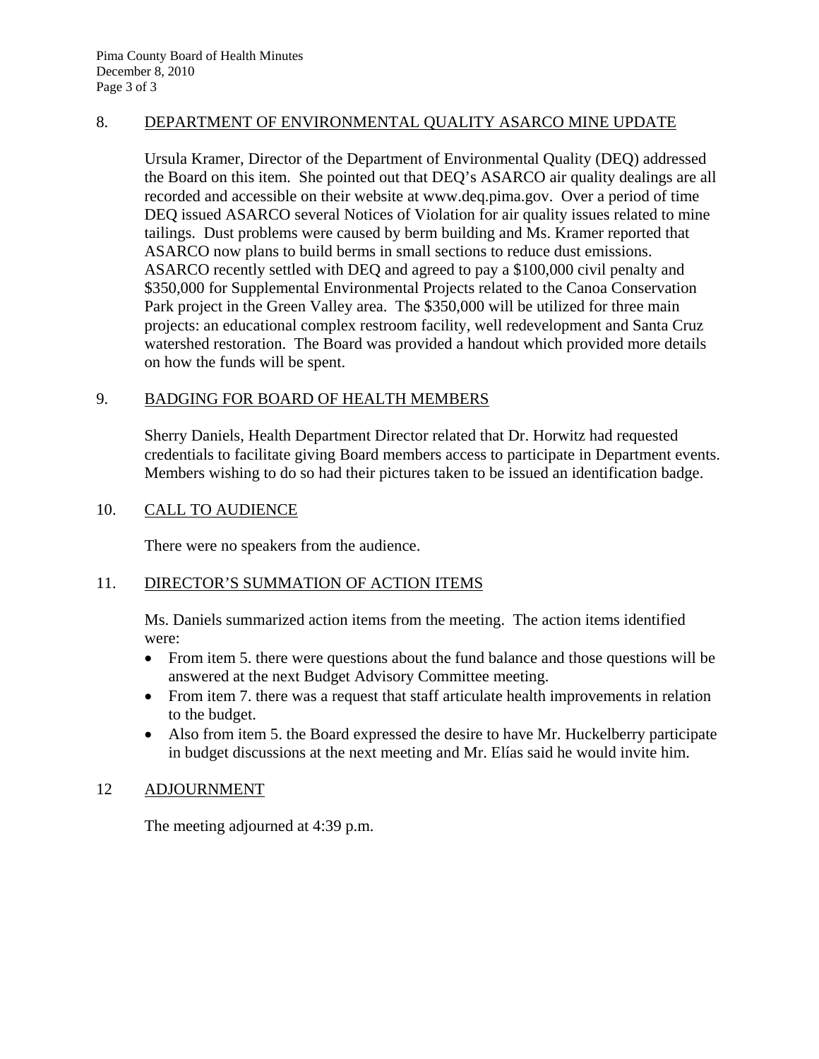8. DEPARTMENT OF ENVIRONMENTAL QUALITY ASARCO MINE UPDATE

Ursula Kramer, Director of the Department of Environmental Quality (DEQ) addressed the Board on this item. She pointed out that DEQ's ASARCO air quality dealings are all recorded and accessible on their website at www.deq.pima.gov. Over a period of time DEQ issued ASARCO several Notices of Violation for air quality issues related to mine tailings. Dust problems were caused by berm building and Ms. Kramer reported that ASARCO now plans to build berms in small sections to reduce dust emissions. ASARCO recently settled with DEQ and agreed to pay a $100,000 civil penalty and $350,000 for Supplemental Environmental Projects related to the Canoa Conservation Park project in the Green Valley area. The $350,000 will be utilized for three main projects: an educational complex restroom facility, well redevelopment and Santa Cruz watershed restoration. The Board was provided a handout which provided more details on how the funds will be spent.

9. BADGING FOR BOARD OF HEALTH MEMBERS

Sherry Daniels, Health Department Director related that Dr. Horwitz had requested credentials to facilitate giving Board members access to participate in Department events. Members wishing to do so had their pictures taken to be issued an identification badge.

10. CALL TO AUDIENCE

There were no speakers from the audience.

11. DIRECTOR'S SUMMATION OF ACTION ITEMS

Ms. Daniels summarized action items from the meeting. The action items identified were:

- From item 5. there were questions about the fund balance and those questions will be answered at the next Budget Advisory Committee meeting.
- From item 7. there was a request that staff articulate health improvements in relation to the budget.
- Also from item 5. the Board expressed the desire to have Mr. Huckelberry participate in budget discussions at the next meeting and Mr. Elías said he would invite him.

12 ADJOURNMENT

The meeting adjourned at 4:39 p.m.